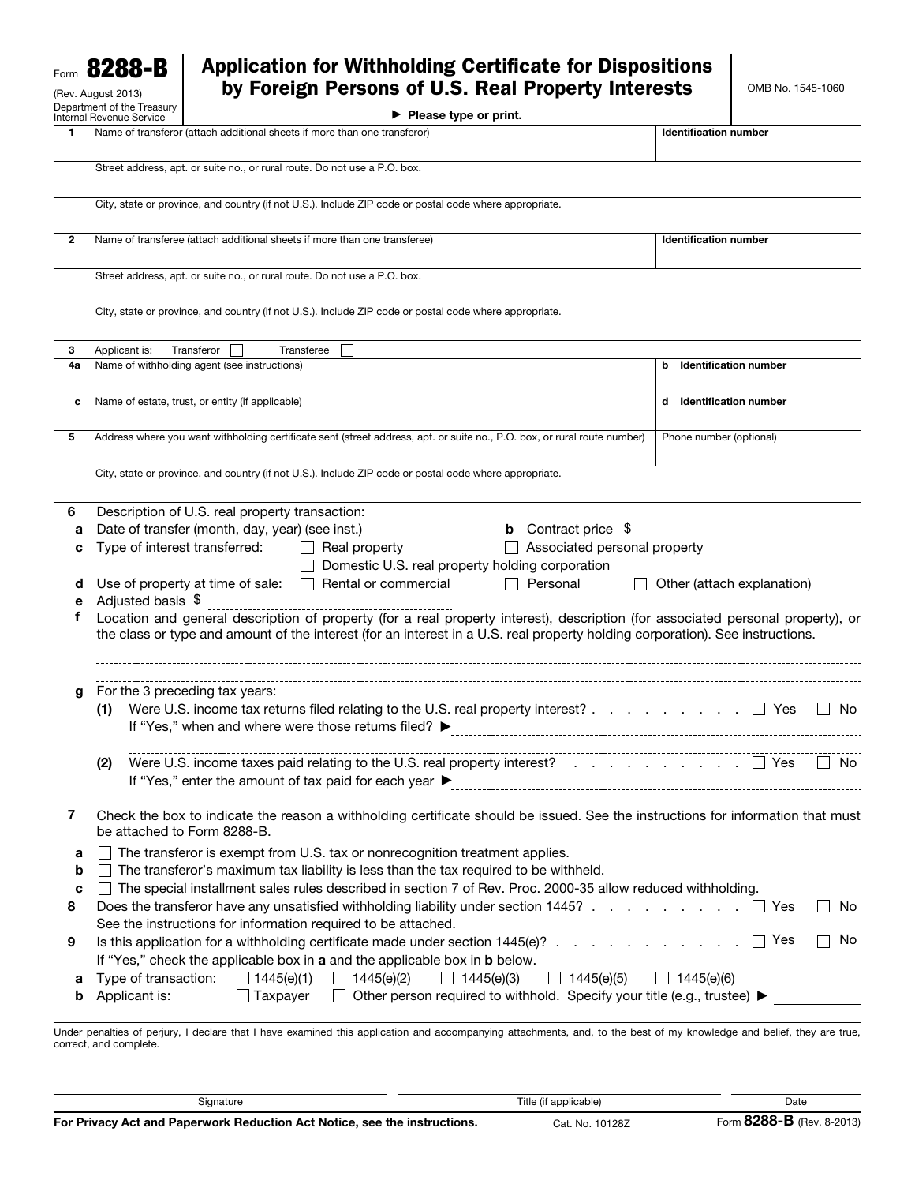Form **8288-B**
(Rev. August 2013)
Department of the Treasury
Internal Revenue Service

# Application for Withholding Certificate for Dispositions by Foreign Persons of U.S. Real Property Interests

OMB No. 1545-1060

► **Please type or print.**

| | | |
|---|---|---|
| **1** | Name of transferor (attach additional sheets if more than one transferor) | **Identification number** |
| | Street address, apt. or suite no., or rural route. Do not use a P.O. box. | |
| | City, state or province, and country (if not U.S.). Include ZIP code or postal code where appropriate. | |
| **2** | Name of transferee (attach additional sheets if more than one transferee) | **Identification number** |
| | Street address, apt. or suite no., or rural route. Do not use a P.O. box. | |
| | City, state or province, and country (if not U.S.). Include ZIP code or postal code where appropriate. | |
| **3** | Applicant is: Transferor ☐ Transferee ☐ | |
| **4a** | Name of withholding agent (see instructions) | **b Identification number** |
| **c** | Name of estate, trust, or entity (if applicable) | **d Identification number** |
| **5** | Address where you want withholding certificate sent (street address, apt. or suite no., P.O. box, or rural route number) | Phone number (optional) |
| | City, state or province, and country (if not U.S.). Include ZIP code or postal code where appropriate. | |

**6** Description of U.S. real property transaction:

**a** Date of transfer (month, day, year) (see inst.) ____________ **b** Contract price $ ____________

**c** Type of interest transferred: ☐ Real property ☐ Associated personal property ☐ Domestic U.S. real property holding corporation

**d** Use of property at time of sale: ☐ Rental or commercial ☐ Personal ☐ Other (attach explanation)

**e** Adjusted basis $ ____________

**f** Location and general description of property (for a real property interest), description (for associated personal property), or the class or type and amount of the interest (for an interest in a U.S. real property holding corporation). See instructions.

**g** For the 3 preceding tax years:

**(1)** Were U.S. income tax returns filed relating to the U.S. real property interest? . . . . . . . . . . ☐ Yes ☐ No
If "Yes," when and where were those returns filed? ►

**(2)** Were U.S. income taxes paid relating to the U.S. real property interest? . . . . . . . . . . ☐ Yes ☐ No
If "Yes," enter the amount of tax paid for each year ►

**7** Check the box to indicate the reason a withholding certificate should be issued. See the instructions for information that must be attached to Form 8288-B.

**a** ☐ The transferor is exempt from U.S. tax or nonrecognition treatment applies.

**b** ☐ The transferor's maximum tax liability is less than the tax required to be withheld.

**c** ☐ The special installment sales rules described in section 7 of Rev. Proc. 2000-35 allow reduced withholding.

**8** Does the transferor have any unsatisfied withholding liability under section 1445? . . . . . . . . . . ☐ Yes ☐ No
See the instructions for information required to be attached.

**9** Is this application for a withholding certificate made under section 1445(e)? . . . . . . . . . . ☐ Yes ☐ No
If "Yes," check the applicable box in **a** and the applicable box in **b** below.

**a** Type of transaction: ☐ 1445(e)(1) ☐ 1445(e)(2) ☐ 1445(e)(3) ☐ 1445(e)(5) ☐ 1445(e)(6)

**b** Applicant is: ☐ Taxpayer ☐ Other person required to withhold. Specify your title (e.g., trustee) ►

Under penalties of perjury, I declare that I have examined this application and accompanying attachments, and, to the best of my knowledge and belief, they are true, correct, and complete.

| Signature | Title (if applicable) | Date |
|---|---|---|

**For Privacy Act and Paperwork Reduction Act Notice, see the instructions.** Cat. No. 10128Z Form **8288-B** (Rev. 8-2013)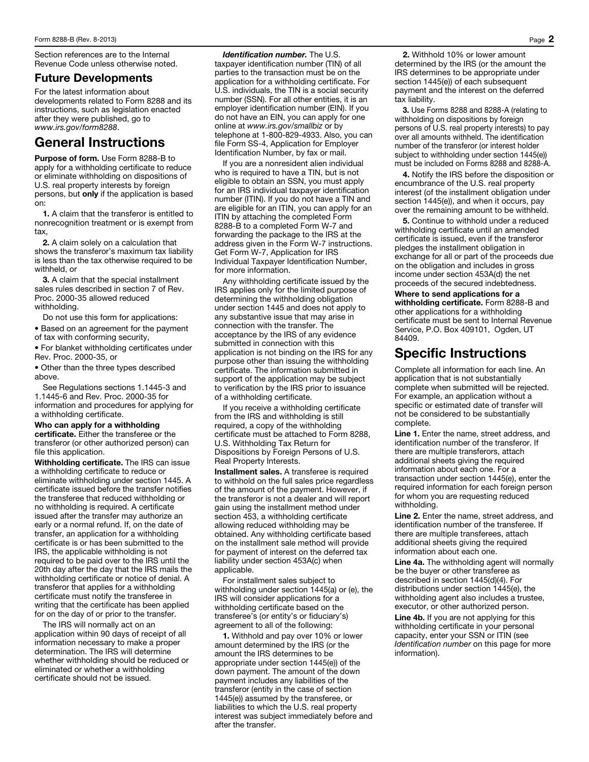Section references are to the Internal Revenue Code unless otherwise noted.

## Future Developments

For the latest information about developments related to Form 8288 and its instructions, such as legislation enacted after they were published, go to *www.irs.gov/form8288*.

# General Instructions

**Purpose of form.** Use Form 8288-B to apply for a withholding certificate to reduce or eliminate withholding on dispositions of U.S. real property interests by foreign persons, but **only** if the application is based on:

**1.** A claim that the transferor is entitled to nonrecognition treatment or is exempt from tax,

**2.** A claim solely on a calculation that shows the transferor's maximum tax liability is less than the tax otherwise required to be withheld, or

**3.** A claim that the special installment sales rules described in section 7 of Rev. Proc. 2000-35 allowed reduced withholding.

Do not use this form for applications:

- Based on an agreement for the payment of tax with conforming security,
- For blanket withholding certificates under Rev. Proc. 2000-35, or
- Other than the three types described above.

See Regulations sections 1.1445-3 and 1.1445-6 and Rev. Proc. 2000-35 for information and procedures for applying for a withholding certificate.

**Who can apply for a withholding certificate.** Either the transferee or the transferor (or other authorized person) can file this application.

**Withholding certificate.** The IRS can issue a withholding certificate to reduce or eliminate withholding under section 1445. A certificate issued before the transfer notifies the transferee that reduced withholding or no withholding is required. A certificate issued after the transfer may authorize an early or a normal refund. If, on the date of transfer, an application for a withholding certificate is or has been submitted to the IRS, the applicable withholding is not required to be paid over to the IRS until the 20th day after the day that the IRS mails the withholding certificate or notice of denial. A transferor that applies for a withholding certificate must notify the transferee in writing that the certificate has been applied for on the day of or prior to the transfer.

The IRS will normally act on an application within 90 days of receipt of all information necessary to make a proper determination. The IRS will determine whether withholding should be reduced or eliminated or whether a withholding certificate should not be issued.

***Identification number.*** The U.S. taxpayer identification number (TIN) of all parties to the transaction must be on the application for a withholding certificate. For U.S. individuals, the TIN is a social security number (SSN). For all other entities, it is an employer identification number (EIN). If you do not have an EIN, you can apply for one online at *www.irs.gov/smallbiz* or by telephone at 1-800-829-4933. Also, you can file Form SS-4, Application for Employer Identification Number, by fax or mail.

If you are a nonresident alien individual who is required to have a TIN, but is not eligible to obtain an SSN, you must apply for an IRS individual taxpayer identification number (ITIN). If you do not have a TIN and are eligible for an ITIN, you can apply for an ITIN by attaching the completed Form 8288-B to a completed Form W-7 and forwarding the package to the IRS at the address given in the Form W-7 instructions. Get Form W-7, Application for IRS Individual Taxpayer Identification Number, for more information.

Any withholding certificate issued by the IRS applies only for the limited purpose of determining the withholding obligation under section 1445 and does not apply to any substantive issue that may arise in connection with the transfer. The acceptance by the IRS of any evidence submitted in connection with this application is not binding on the IRS for any purpose other than issuing the withholding certificate. The information submitted in support of the application may be subject to verification by the IRS prior to issuance of a withholding certificate.

If you receive a withholding certificate from the IRS and withholding is still required, a copy of the withholding certificate must be attached to Form 8288, U.S. Withholding Tax Return for Dispositions by Foreign Persons of U.S. Real Property Interests.

**Installment sales.** A transferee is required to withhold on the full sales price regardless of the amount of the payment. However, if the transferor is not a dealer and will report gain using the installment method under section 453, a withholding certificate allowing reduced withholding may be obtained. Any withholding certificate based on the installment sale method will provide for payment of interest on the deferred tax liability under section 453A(c) when applicable.

For installment sales subject to withholding under section 1445(a) or (e), the IRS will consider applications for a withholding certificate based on the transferee's (or entity's or fiduciary's) agreement to all of the following:

**1.** Withhold and pay over 10% or lower amount determined by the IRS (or the amount the IRS determines to be appropriate under section 1445(e)) of the down payment. The amount of the down payment includes any liabilities of the transferor (entity in the case of section 1445(e)) assumed by the transferee, or liabilities to which the U.S. real property interest was subject immediately before and after the transfer.

**2.** Withhold 10% or lower amount determined by the IRS (or the amount the IRS determines to be appropriate under section 1445(e)) of each subsequent payment and the interest on the deferred tax liability.

**3.** Use Forms 8288 and 8288-A (relating to withholding on dispositions by foreign persons of U.S. real property interests) to pay over all amounts withheld. The identification number of the transferor (or interest holder subject to withholding under section 1445(e)) must be included on Forms 8288 and 8288-A.

**4.** Notify the IRS before the disposition or encumbrance of the U.S. real property interest (of the installment obligation under section 1445(e)), and when it occurs, pay over the remaining amount to be withheld.

**5.** Continue to withhold under a reduced withholding certificate until an amended certificate is issued, even if the transferor pledges the installment obligation in exchange for all or part of the proceeds due on the obligation and includes in gross income under section 453A(d) the net proceeds of the secured indebtedness.

**Where to send applications for a withholding certificate.** Form 8288-B and other applications for a withholding certificate must be sent to Internal Revenue Service, P.O. Box 409101, Ogden, UT 84409.

# Specific Instructions

Complete all information for each line. An application that is not substantially complete when submitted will be rejected. For example, an application without a specific or estimated date of transfer will not be considered to be substantially complete.

**Line 1.** Enter the name, street address, and identification number of the transferor. If there are multiple transferors, attach additional sheets giving the required information about each one. For a transaction under section 1445(e), enter the required information for each foreign person for whom you are requesting reduced withholding.

**Line 2.** Enter the name, street address, and identification number of the transferee. If there are multiple transferees, attach additional sheets giving the required information about each one.

**Line 4a.** The withholding agent will normally be the buyer or other transferee as described in section 1445(d)(4). For distributions under section 1445(e), the withholding agent also includes a trustee, executor, or other authorized person.

**Line 4b.** If you are not applying for this withholding certificate in your personal capacity, enter your SSN or ITIN (see *Identification number* on this page for more information).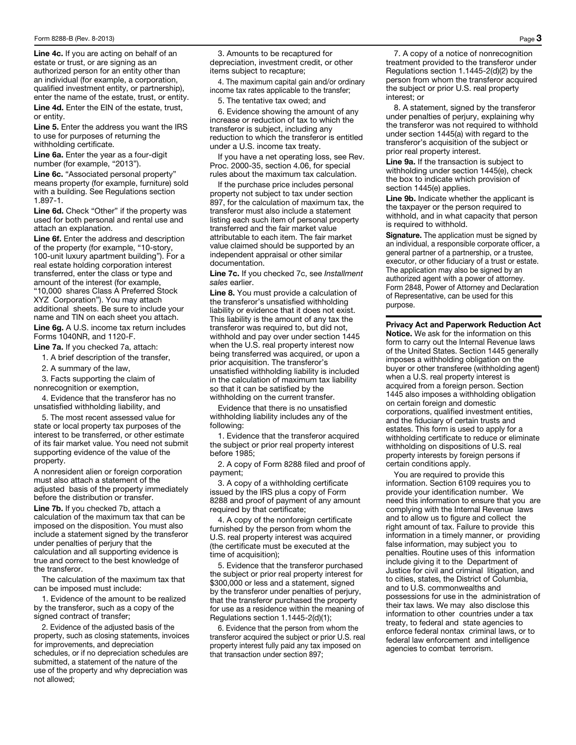**Line 4c.** If you are acting on behalf of an estate or trust, or are signing as an authorized person for an entity other than an individual (for example, a corporation, qualified investment entity, or partnership), enter the name of the estate, trust, or entity.

**Line 4d.** Enter the EIN of the estate, trust, or entity.

**Line 5.** Enter the address you want the IRS to use for purposes of returning the withholding certificate.

**Line 6a.** Enter the year as a four-digit number (for example, "2013").

**Line 6c.** "Associated personal property" means property (for example, furniture) sold with a building. See Regulations section 1.897-1.

**Line 6d.** Check "Other" if the property was used for both personal and rental use and attach an explanation.

**Line 6f.** Enter the address and description of the property (for example, "10-story, 100-unit luxury apartment building"). For a real estate holding corporation interest transferred, enter the class or type and amount of the interest (for example, "10,000 shares Class A Preferred Stock XYZ Corporation"). You may attach additional sheets. Be sure to include your name and TIN on each sheet you attach.

**Line 6g.** A U.S. income tax return includes Forms 1040NR, and 1120-F.

**Line 7a.** If you checked 7a, attach:

1. A brief description of the transfer,
2. A summary of the law,
3. Facts supporting the claim of nonrecognition or exemption,
4. Evidence that the transferor has no unsatisfied withholding liability, and
5. The most recent assessed value for state or local property tax purposes of the interest to be transferred, or other estimate of its fair market value. You need not submit supporting evidence of the value of the property.

A nonresident alien or foreign corporation must also attach a statement of the adjusted basis of the property immediately before the distribution or transfer.

**Line 7b.** If you checked 7b, attach a calculation of the maximum tax that can be imposed on the disposition. You must also include a statement signed by the transferor under penalties of perjury that the calculation and all supporting evidence is true and correct to the best knowledge of the transferor.

The calculation of the maximum tax that can be imposed must include:

1. Evidence of the amount to be realized by the transferor, such as a copy of the signed contract of transfer;
2. Evidence of the adjusted basis of the property, such as closing statements, invoices for improvements, and depreciation schedules, or if no depreciation schedules are submitted, a statement of the nature of the use of the property and why depreciation was not allowed;
3. Amounts to be recaptured for depreciation, investment credit, or other items subject to recapture;
4. The maximum capital gain and/or ordinary income tax rates applicable to the transfer;
5. The tentative tax owed; and
6. Evidence showing the amount of any increase or reduction of tax to which the transferor is subject, including any reduction to which the transferor is entitled under a U.S. income tax treaty.

If you have a net operating loss, see Rev. Proc. 2000-35, section 4.06, for special rules about the maximum tax calculation.

If the purchase price includes personal property not subject to tax under section 897, for the calculation of maximum tax, the transferor must also include a statement listing each such item of personal property transferred and the fair market value attributable to each item. The fair market value claimed should be supported by an independent appraisal or other similar documentation.

**Line 7c.** If you checked 7c, see *Installment sales* earlier.

**Line 8.** You must provide a calculation of the transferor's unsatisfied withholding liability or evidence that it does not exist. This liability is the amount of any tax the transferor was required to, but did not, withhold and pay over under section 1445 when the U.S. real property interest now being transferred was acquired, or upon a prior acquisition. The transferor's unsatisfied withholding liability is included in the calculation of maximum tax liability so that it can be satisfied by the withholding on the current transfer.

Evidence that there is no unsatisfied withholding liability includes any of the following:

1. Evidence that the transferor acquired the subject or prior real property interest before 1985;
2. A copy of Form 8288 filed and proof of payment;
3. A copy of a withholding certificate issued by the IRS plus a copy of Form 8288 and proof of payment of any amount required by that certificate;
4. A copy of the nonforeign certificate furnished by the person from whom the U.S. real property interest was acquired (the certificate must be executed at the time of acquisition);
5. Evidence that the transferor purchased the subject or prior real property interest for $300,000 or less and a statement, signed by the transferor under penalties of perjury, that the transferor purchased the property for use as a residence within the meaning of Regulations section 1.1445-2(d)(1);
6. Evidence that the person from whom the transferor acquired the subject or prior U.S. real property interest fully paid any tax imposed on that transaction under section 897;
7. A copy of a notice of nonrecognition treatment provided to the transferor under Regulations section 1.1445-2(d)(2) by the person from whom the transferor acquired the subject or prior U.S. real property interest; or
8. A statement, signed by the transferor under penalties of perjury, explaining why the transferor was not required to withhold under section 1445(a) with regard to the transferor's acquisition of the subject or prior real property interest.

**Line 9a.** If the transaction is subject to withholding under section 1445(e), check the box to indicate which provision of section 1445(e) applies.

**Line 9b.** Indicate whether the applicant is the taxpayer or the person required to withhold, and in what capacity that person is required to withhold.

**Signature.** The application must be signed by an individual, a responsible corporate officer, a general partner of a partnership, or a trustee, executor, or other fiduciary of a trust or estate. The application may also be signed by an authorized agent with a power of attorney. Form 2848, Power of Attorney and Declaration of Representative, can be used for this purpose.

**Privacy Act and Paperwork Reduction Act Notice.** We ask for the information on this form to carry out the Internal Revenue laws of the United States. Section 1445 generally imposes a withholding obligation on the buyer or other transferee (withholding agent) when a U.S. real property interest is acquired from a foreign person. Section 1445 also imposes a withholding obligation on certain foreign and domestic corporations, qualified investment entities, and the fiduciary of certain trusts and estates. This form is used to apply for a withholding certificate to reduce or eliminate withholding on dispositions of U.S. real property interests by foreign persons if certain conditions apply.

You are required to provide this information. Section 6109 requires you to provide your identification number. We need this information to ensure that you are complying with the Internal Revenue laws and to allow us to figure and collect the right amount of tax. Failure to provide this information in a timely manner, or providing false information, may subject you to penalties. Routine uses of this information include giving it to the Department of Justice for civil and criminal litigation, and to cities, states, the District of Columbia, and to U.S. commonwealths and possessions for use in the administration of their tax laws. We may also disclose this information to other countries under a tax treaty, to federal and state agencies to enforce federal nontax criminal laws, or to federal law enforcement and intelligence agencies to combat terrorism.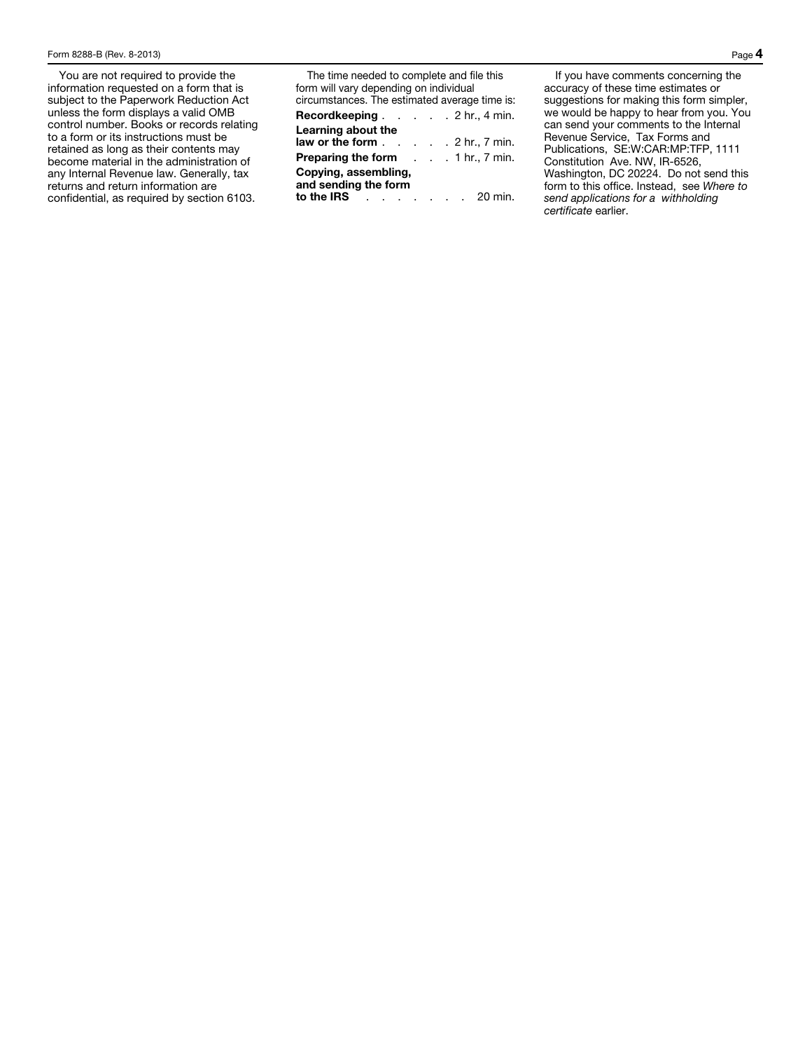You are not required to provide the information requested on a form that is subject to the Paperwork Reduction Act unless the form displays a valid OMB control number. Books or records relating to a form or its instructions must be retained as long as their contents may become material in the administration of any Internal Revenue law. Generally, tax returns and return information are confidential, as required by section 6103.

The time needed to complete and file this form will vary depending on individual circumstances. The estimated average time is:

| | |
|---|---|
| **Recordkeeping** | 2 hr., 4 min. |
| **Learning about the law or the form** | 2 hr., 7 min. |
| **Preparing the form** | 1 hr., 7 min. |
| **Copying, assembling, and sending the form to the IRS** | 20 min. |

If you have comments concerning the accuracy of these time estimates or suggestions for making this form simpler, we would be happy to hear from you. You can send your comments to the Internal Revenue Service, Tax Forms and Publications, SE:W:CAR:MP:TFP, 1111 Constitution Ave. NW, IR-6526, Washington, DC 20224. Do not send this form to this office. Instead, see *Where to send applications for a withholding certificate* earlier.